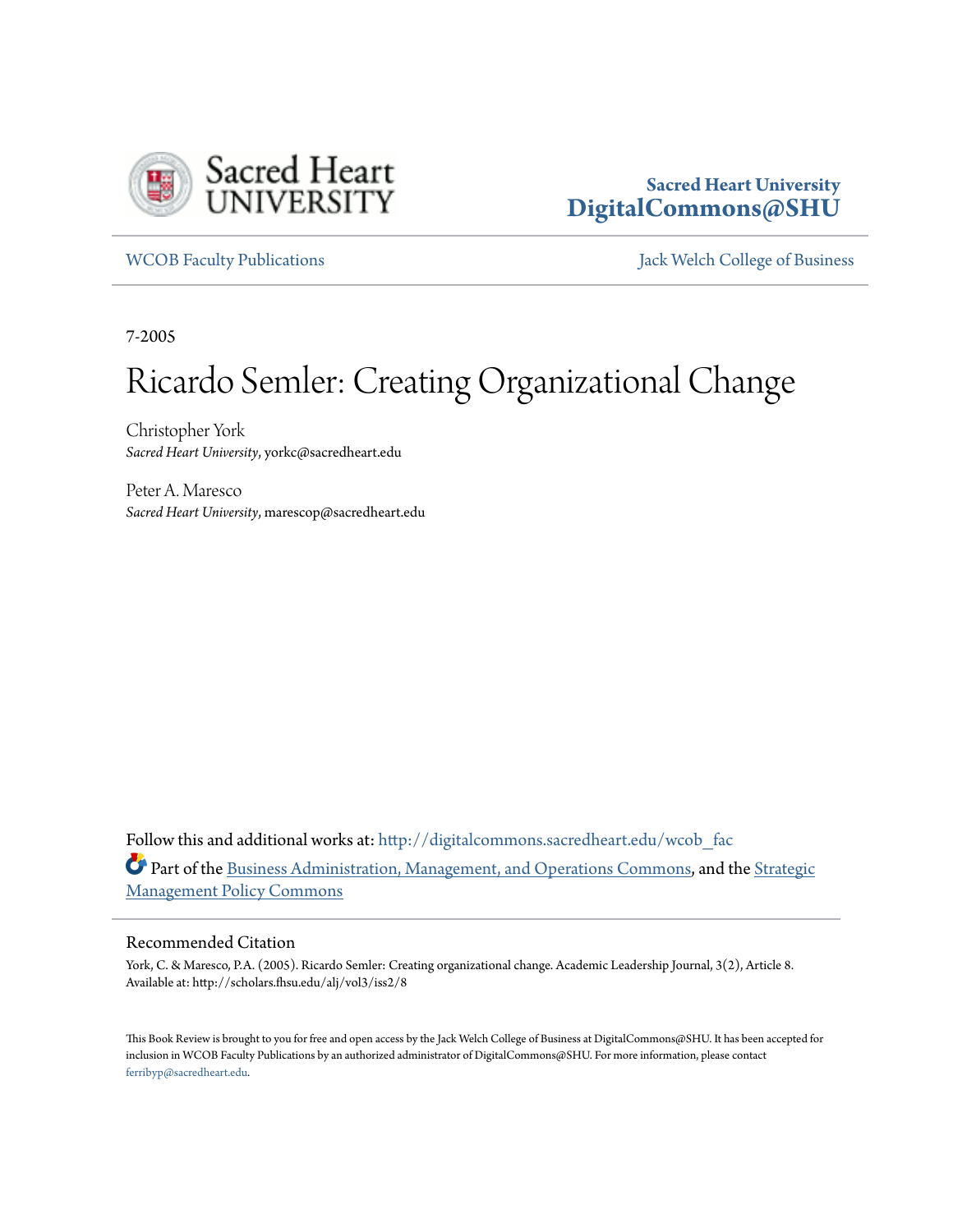Sacred Heart University
DigitalCommons@SHU

WCOB Faculty Publications

Jack Welch College of Business

7-2005

# Ricardo Semler: Creating Organizational Change

Christopher York
*Sacred Heart University*, yorkc@sacredheart.edu

Peter A. Maresco
*Sacred Heart University*, marescop@sacredheart.edu

Follow this and additional works at: http://digitalcommons.sacredheart.edu/wcob_fac

Part of the Business Administration, Management, and Operations Commons, and the Strategic Management Policy Commons

## Recommended Citation

York, C. & Maresco, P.A. (2005). Ricardo Semler: Creating organizational change. Academic Leadership Journal, 3(2), Article 8. Available at: http://scholars.fhsu.edu/alj/vol3/iss2/8

This Book Review is brought to you for free and open access by the Jack Welch College of Business at DigitalCommons@SHU. It has been accepted for inclusion in WCOB Faculty Publications by an authorized administrator of DigitalCommons@SHU. For more information, please contact ferribyp@sacredheart.edu.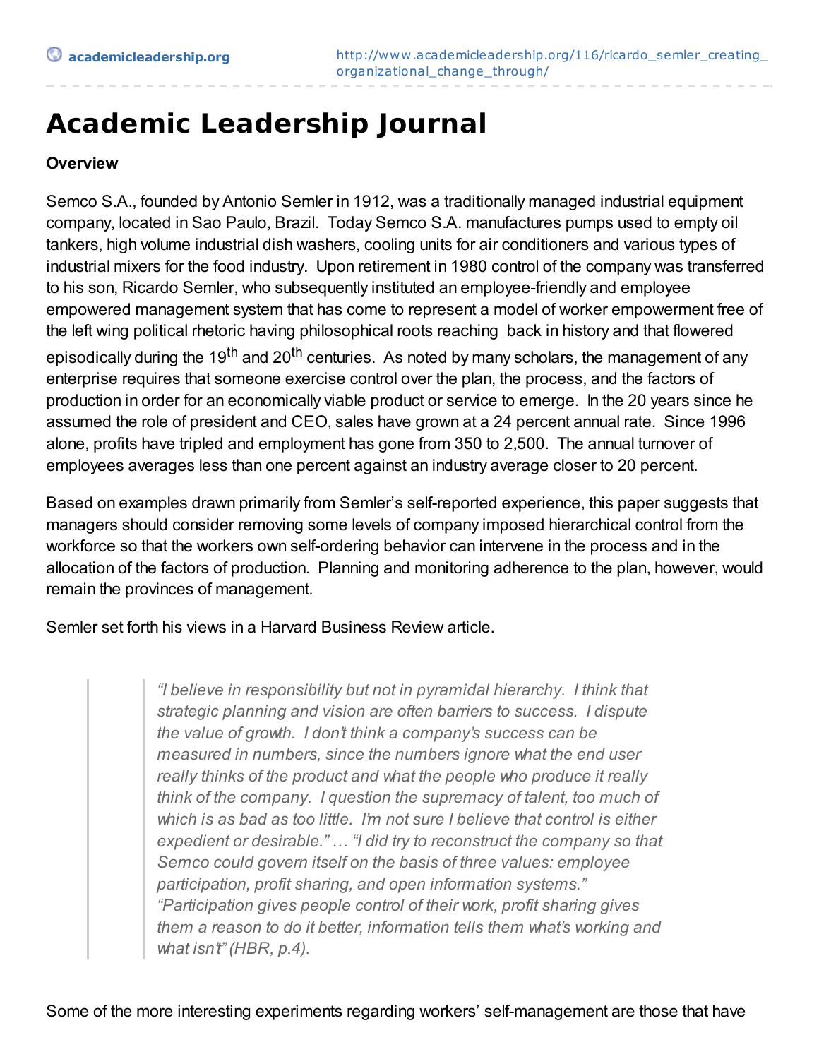# Academic Leadership Journal

**Overview**

Semco S.A., founded by Antonio Semler in 1912, was a traditionally managed industrial equipment company, located in Sao Paulo, Brazil. Today Semco S.A. manufactures pumps used to empty oil tankers, high volume industrial dish washers, cooling units for air conditioners and various types of industrial mixers for the food industry. Upon retirement in 1980 control of the company was transferred to his son, Ricardo Semler, who subsequently instituted an employee-friendly and employee empowered management system that has come to represent a model of worker empowerment free of the left wing political rhetoric having philosophical roots reaching back in history and that flowered episodically during the 19th and 20th centuries. As noted by many scholars, the management of any enterprise requires that someone exercise control over the plan, the process, and the factors of production in order for an economically viable product or service to emerge. In the 20 years since he assumed the role of president and CEO, sales have grown at a 24 percent annual rate. Since 1996 alone, profits have tripled and employment has gone from 350 to 2,500. The annual turnover of employees averages less than one percent against an industry average closer to 20 percent.

Based on examples drawn primarily from Semler's self-reported experience, this paper suggests that managers should consider removing some levels of company imposed hierarchical control from the workforce so that the workers own self-ordering behavior can intervene in the process and in the allocation of the factors of production. Planning and monitoring adherence to the plan, however, would remain the provinces of management.

Semler set forth his views in a Harvard Business Review article.

> *"I believe in responsibility but not in pyramidal hierarchy. I think that strategic planning and vision are often barriers to success. I dispute the value of growth. I don't think a company's success can be measured in numbers, since the numbers ignore what the end user really thinks of the product and what the people who produce it really think of the company. I question the supremacy of talent, too much of which is as bad as too little. I'm not sure I believe that control is either expedient or desirable." … "I did try to reconstruct the company so that Semco could govern itself on the basis of three values: employee participation, profit sharing, and open information systems." "Participation gives people control of their work, profit sharing gives them a reason to do it better, information tells them what's working and what isn't" (HBR, p.4).*

Some of the more interesting experiments regarding workers' self-management are those that have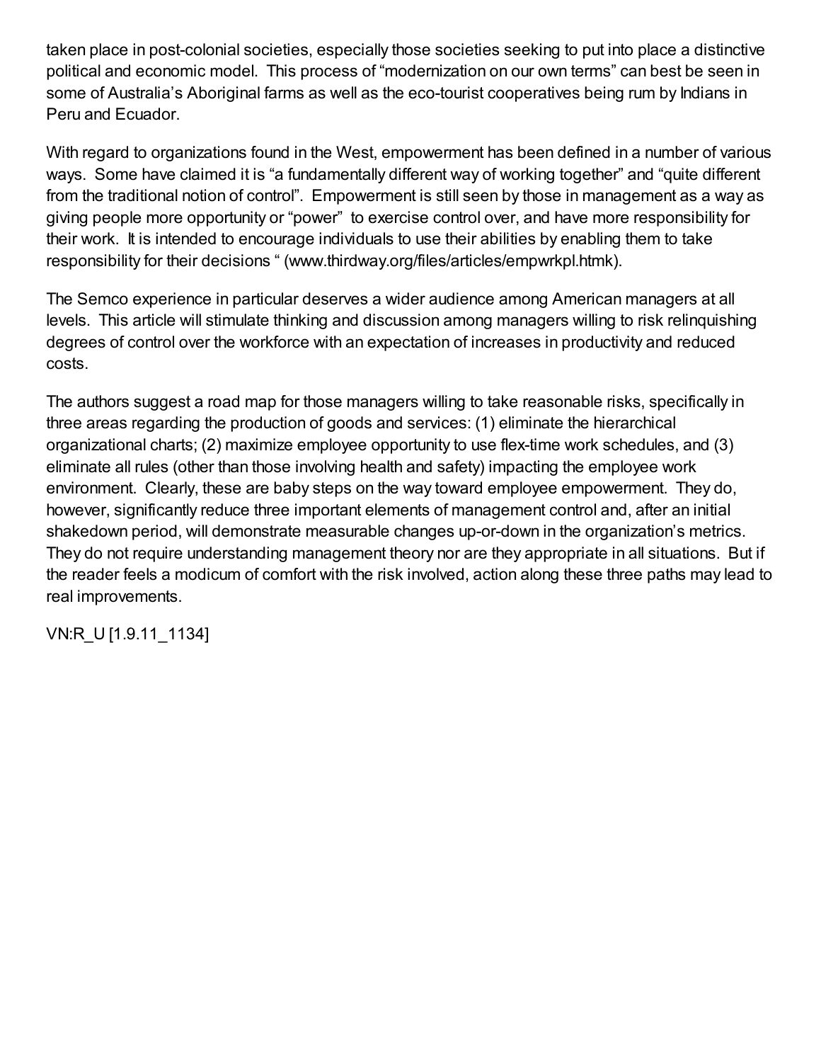taken place in post-colonial societies, especially those societies seeking to put into place a distinctive political and economic model. This process of "modernization on our own terms" can best be seen in some of Australia's Aboriginal farms as well as the eco-tourist cooperatives being rum by Indians in Peru and Ecuador.

With regard to organizations found in the West, empowerment has been defined in a number of various ways. Some have claimed it is "a fundamentally different way of working together" and "quite different from the traditional notion of control". Empowerment is still seen by those in management as a way as giving people more opportunity or "power" to exercise control over, and have more responsibility for their work. It is intended to encourage individuals to use their abilities by enabling them to take responsibility for their decisions " (www.thirdway.org/files/articles/empwrkpl.htmk).

The Semco experience in particular deserves a wider audience among American managers at all levels. This article will stimulate thinking and discussion among managers willing to risk relinquishing degrees of control over the workforce with an expectation of increases in productivity and reduced costs.

The authors suggest a road map for those managers willing to take reasonable risks, specifically in three areas regarding the production of goods and services: (1) eliminate the hierarchical organizational charts; (2) maximize employee opportunity to use flex-time work schedules, and (3) eliminate all rules (other than those involving health and safety) impacting the employee work environment. Clearly, these are baby steps on the way toward employee empowerment. They do, however, significantly reduce three important elements of management control and, after an initial shakedown period, will demonstrate measurable changes up-or-down in the organization's metrics. They do not require understanding management theory nor are they appropriate in all situations. But if the reader feels a modicum of comfort with the risk involved, action along these three paths may lead to real improvements.

VN:R_U [1.9.11_1134]